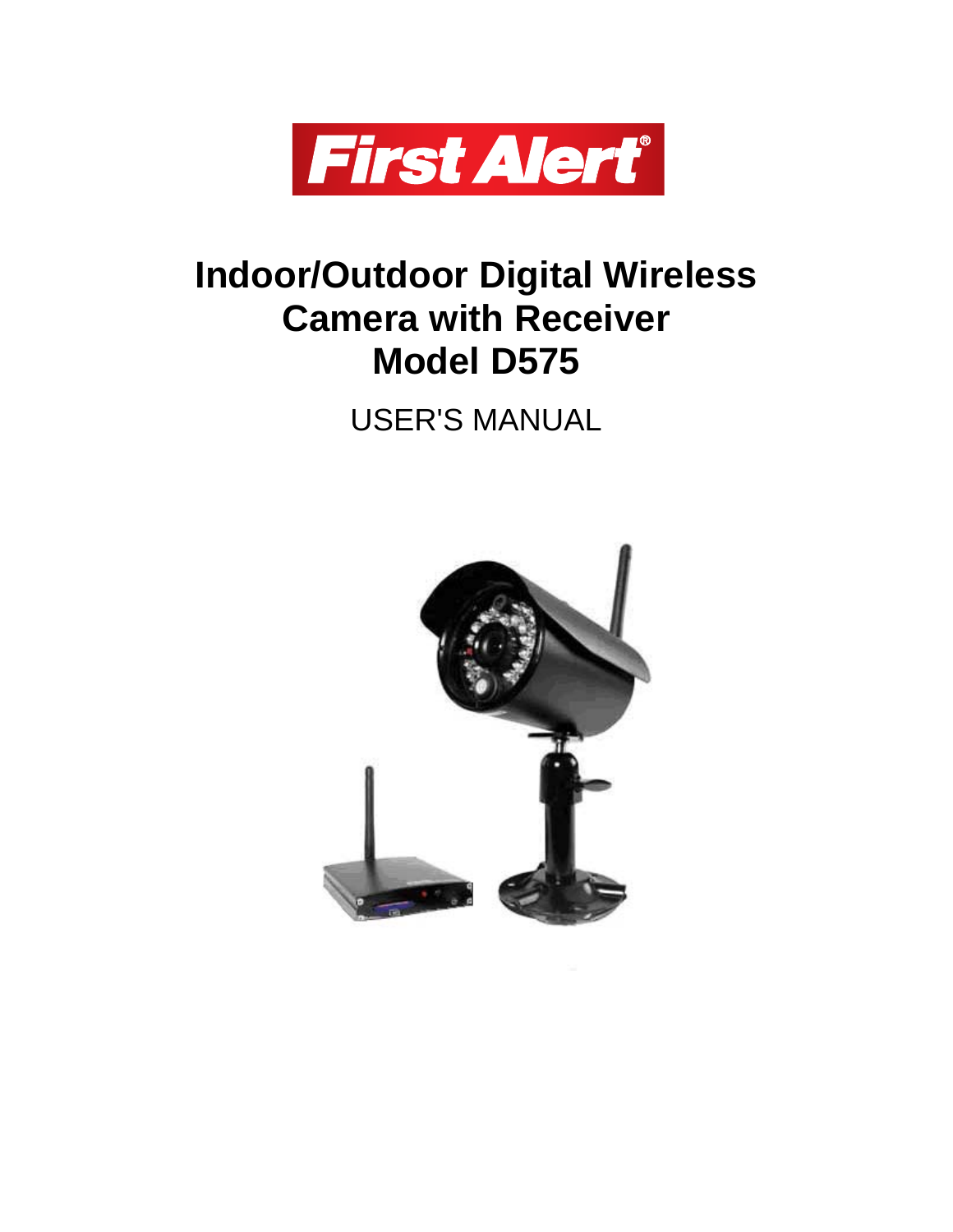First Alert®

# Indoor/Outdoor Digital Wireless Camera with Receiver Model D575

USER'S MANUAL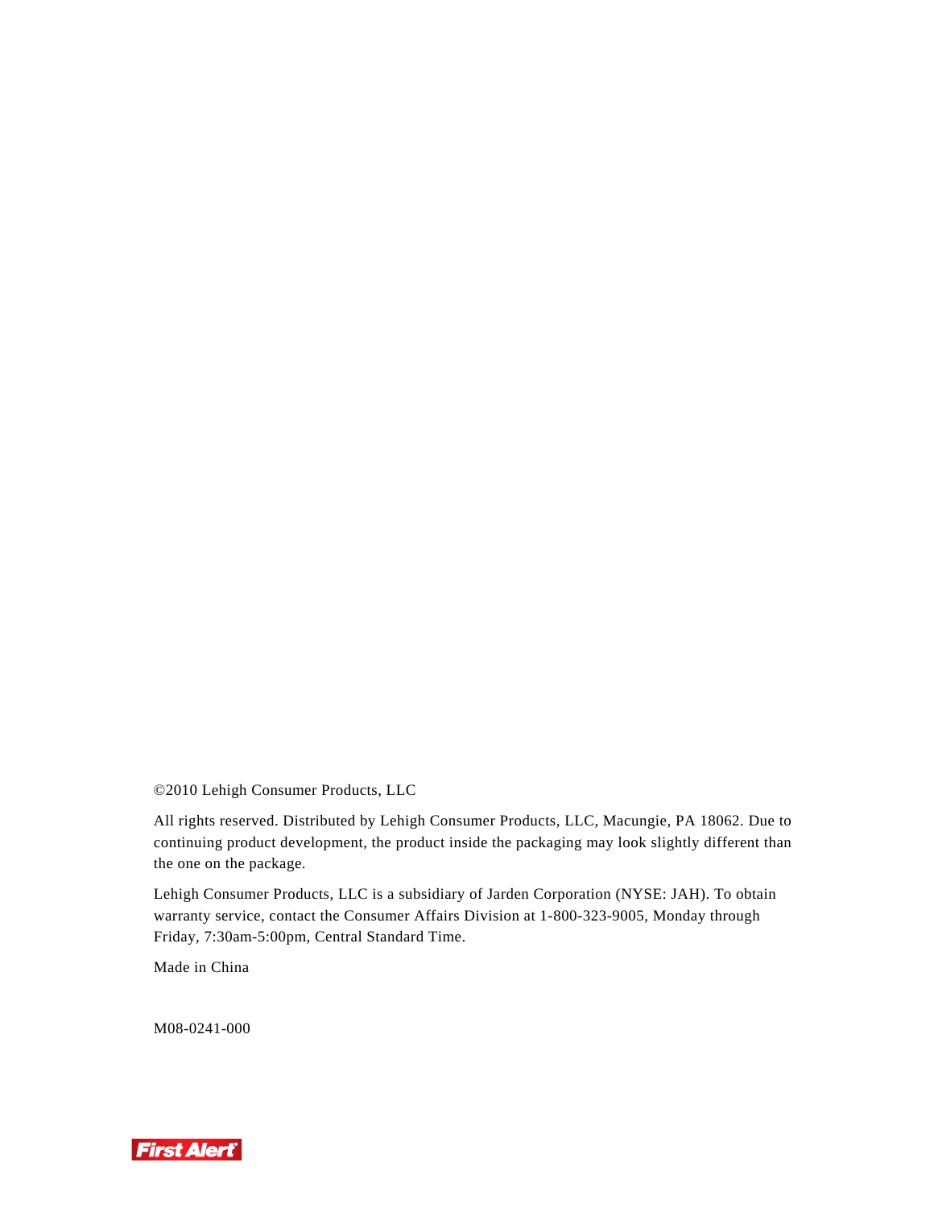©2010 Lehigh Consumer Products, LLC

All rights reserved. Distributed by Lehigh Consumer Products, LLC, Macungie, PA 18062. Due to continuing product development, the product inside the packaging may look slightly different than the one on the package.

Lehigh Consumer Products, LLC is a subsidiary of Jarden Corporation (NYSE: JAH). To obtain warranty service, contact the Consumer Affairs Division at 1-800-323-9005, Monday through Friday, 7:30am-5:00pm, Central Standard Time.

Made in China

M08-0241-000

First Alert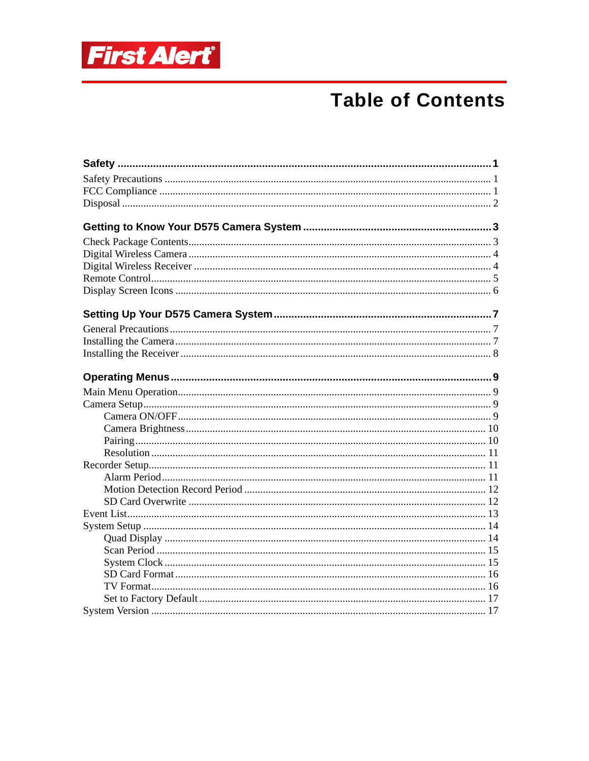# Table of Contents

**Safety** ........................................ **1**

Safety Precautions ........................................ 1
FCC Compliance ........................................ 1
Disposal ........................................ 2

**Getting to Know Your D575 Camera System** ........................................ **3**

Check Package Contents ........................................ 3
Digital Wireless Camera ........................................ 4
Digital Wireless Receiver ........................................ 4
Remote Control ........................................ 5
Display Screen Icons ........................................ 6

**Setting Up Your D575 Camera System** ........................................ **7**

General Precautions ........................................ 7
Installing the Camera ........................................ 7
Installing the Receiver ........................................ 8

**Operating Menus** ........................................ **9**

Main Menu Operation ........................................ 9
Camera Setup ........................................ 9
- Camera ON/OFF ........................................ 9
- Camera Brightness ........................................ 10
- Pairing ........................................ 10
- Resolution ........................................ 11

Recorder Setup ........................................ 11
- Alarm Period ........................................ 11
- Motion Detection Record Period ........................................ 12
- SD Card Overwrite ........................................ 12

Event List ........................................ 13
System Setup ........................................ 14
- Quad Display ........................................ 14
- Scan Period ........................................ 15
- System Clock ........................................ 15
- SD Card Format ........................................ 16
- TV Format ........................................ 16
- Set to Factory Default ........................................ 17

System Version ........................................ 17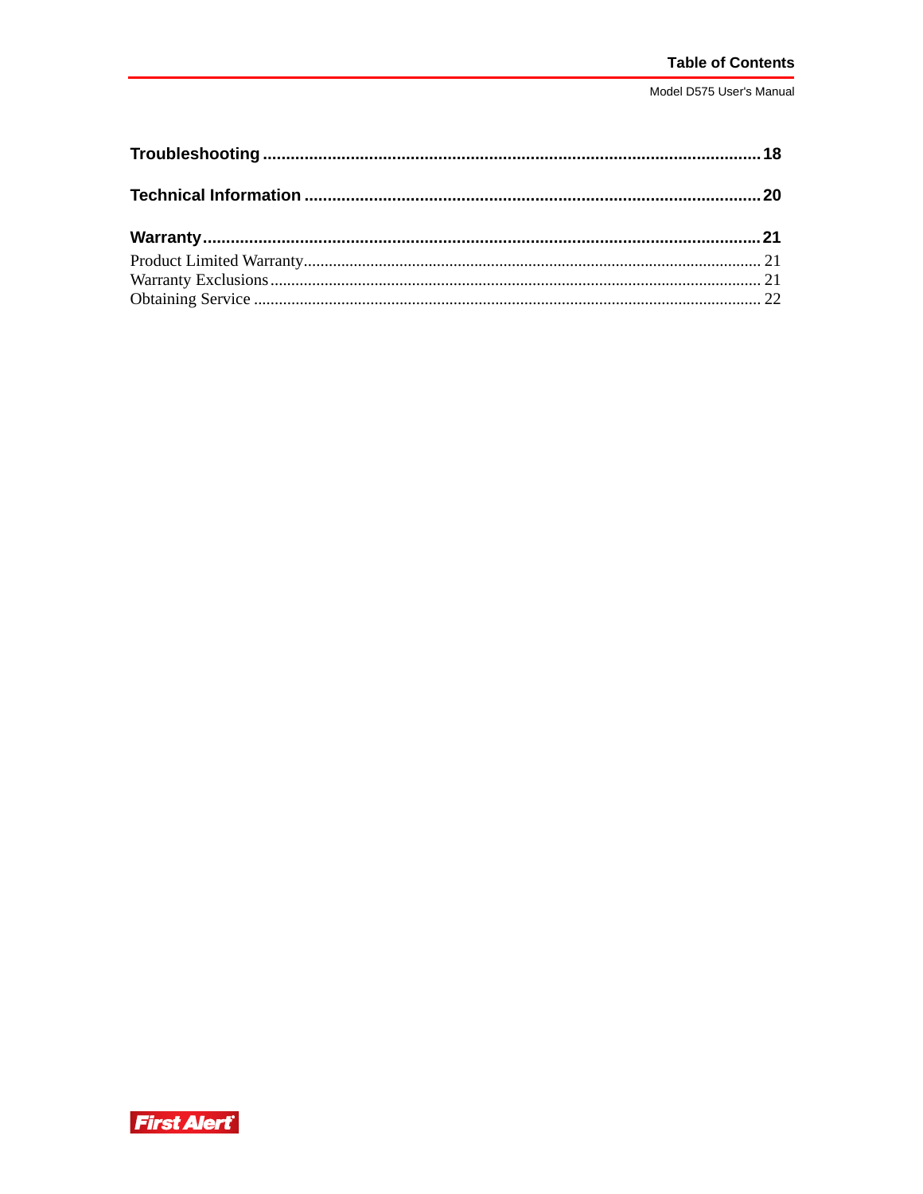**Troubleshooting** ........................................................................................................ **18**

**Technical Information** .................................................................................................. **20**

**Warranty** ..................................................................................................................... **21**

Product Limited Warranty........................................................................................... 21
Warranty Exclusions.................................................................................................. 21
Obtaining Service ...................................................................................................... 22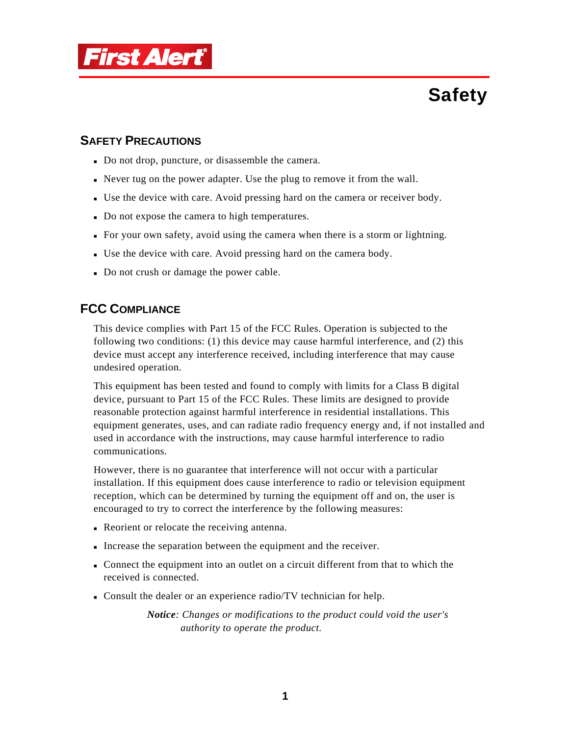# Safety

## Safety Precautions

- Do not drop, puncture, or disassemble the camera.
- Never tug on the power adapter. Use the plug to remove it from the wall.
- Use the device with care. Avoid pressing hard on the camera or receiver body.
- Do not expose the camera to high temperatures.
- For your own safety, avoid using the camera when there is a storm or lightning.
- Use the device with care. Avoid pressing hard on the camera body.
- Do not crush or damage the power cable.

## FCC Compliance

This device complies with Part 15 of the FCC Rules. Operation is subjected to the following two conditions: (1) this device may cause harmful interference, and (2) this device must accept any interference received, including interference that may cause undesired operation.

This equipment has been tested and found to comply with limits for a Class B digital device, pursuant to Part 15 of the FCC Rules. These limits are designed to provide reasonable protection against harmful interference in residential installations. This equipment generates, uses, and can radiate radio frequency energy and, if not installed and used in accordance with the instructions, may cause harmful interference to radio communications.

However, there is no guarantee that interference will not occur with a particular installation. If this equipment does cause interference to radio or television equipment reception, which can be determined by turning the equipment off and on, the user is encouraged to try to correct the interference by the following measures:

- Reorient or relocate the receiving antenna.
- Increase the separation between the equipment and the receiver.
- Connect the equipment into an outlet on a circuit different from that to which the received is connected.
- Consult the dealer or an experience radio/TV technician for help.

> ***Notice***: *Changes or modifications to the product could void the user's authority to operate the product.*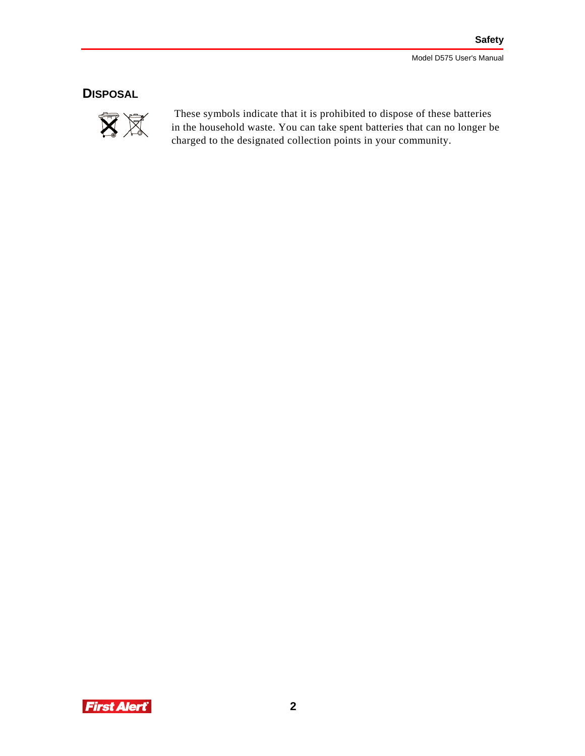## DISPOSAL

These symbols indicate that it is prohibited to dispose of these batteries in the household waste. You can take spent batteries that can no longer be charged to the designated collection points in your community.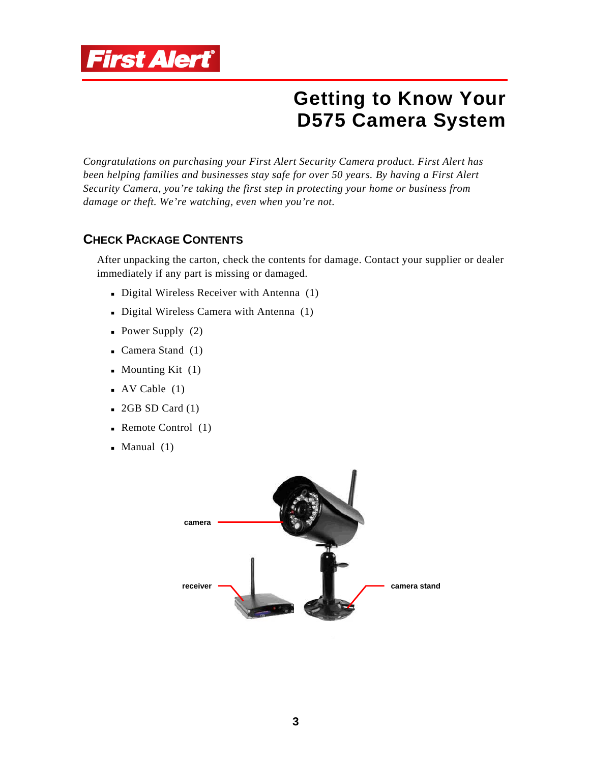# Getting to Know Your D575 Camera System

*Congratulations on purchasing your First Alert Security Camera product. First Alert has been helping families and businesses stay safe for over 50 years. By having a First Alert Security Camera, you're taking the first step in protecting your home or business from damage or theft. We're watching, even when you're not.*

## CHECK PACKAGE CONTENTS

After unpacking the carton, check the contents for damage. Contact your supplier or dealer immediately if any part is missing or damaged.

- Digital Wireless Receiver with Antenna (1)
- Digital Wireless Camera with Antenna (1)
- Power Supply (2)
- Camera Stand (1)
- Mounting Kit (1)
- AV Cable (1)
- 2GB SD Card (1)
- Remote Control (1)
- Manual (1)

camera

receiver

camera stand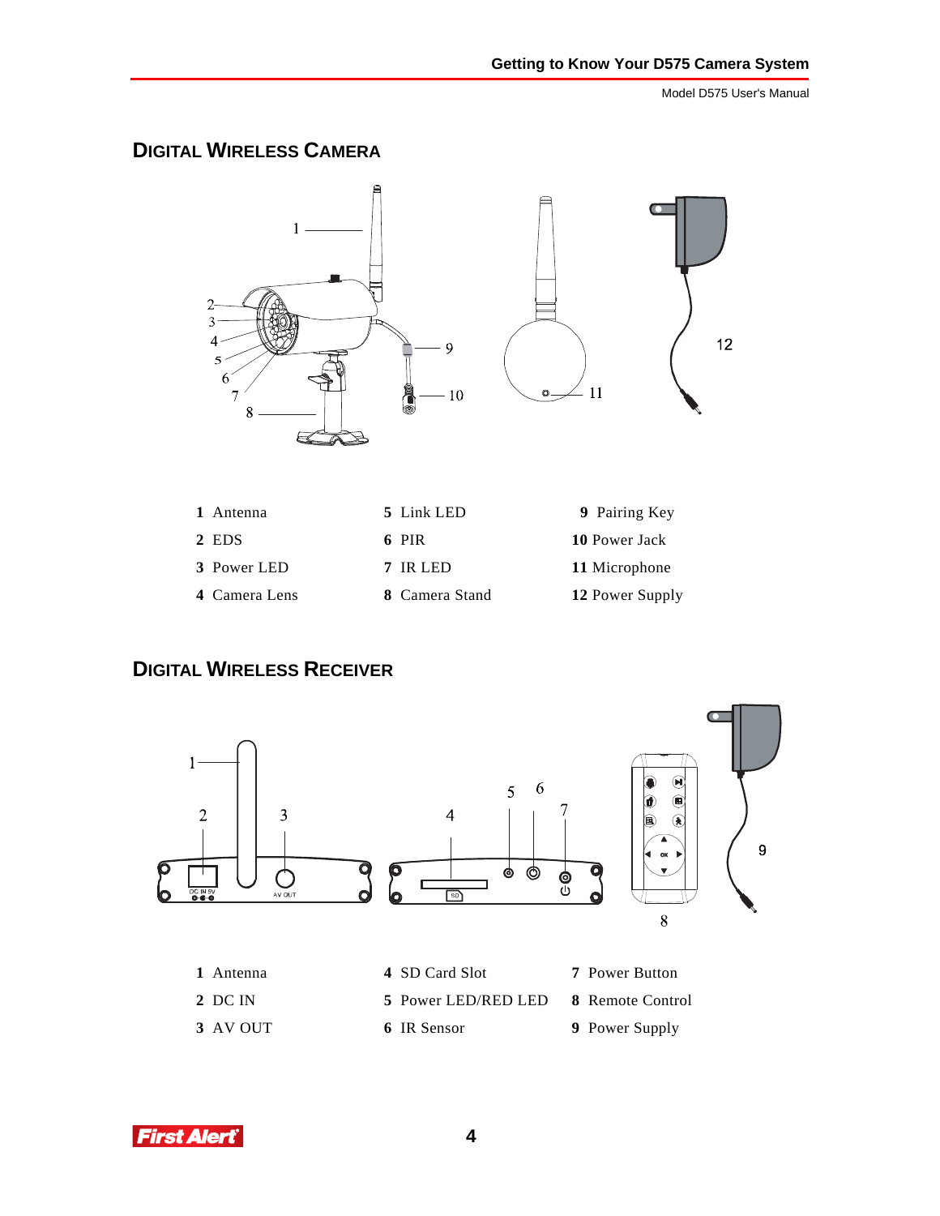## Digital Wireless Camera

| | | |
|---|---|---|
| **1** Antenna | **5** Link LED | **9** Pairing Key |
| **2** EDS | **6** PIR | **10** Power Jack |
| **3** Power LED | **7** IR LED | **11** Microphone |
| **4** Camera Lens | **8** Camera Stand | **12** Power Supply |

## Digital Wireless Receiver

| | | |
|---|---|---|
| **1** Antenna | **4** SD Card Slot | **7** Power Button |
| **2** DC IN | **5** Power LED/RED LED | **8** Remote Control |
| **3** AV OUT | **6** IR Sensor | **9** Power Supply |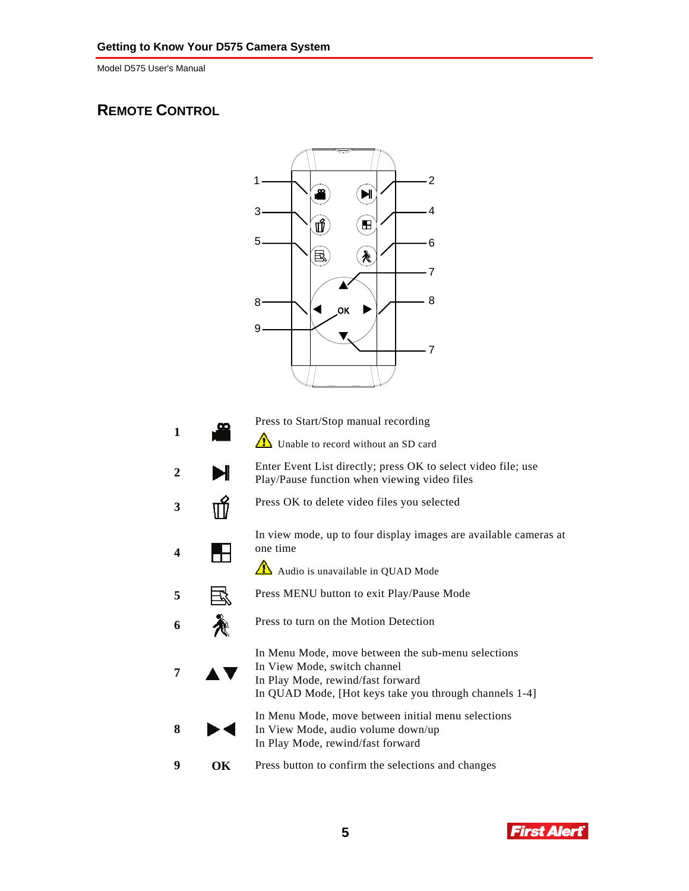## REMOTE CONTROL

| | | |
|---|---|---|
| 1 | | Press to Start/Stop manual recording<br>⚠ Unable to record without an SD card |
| 2 | | Enter Event List directly; press OK to select video file; use Play/Pause function when viewing video files |
| 3 | | Press OK to delete video files you selected |
| 4 | | In view mode, up to four display images are available cameras at one time<br>⚠ Audio is unavailable in QUAD Mode |
| 5 | | Press MENU button to exit Play/Pause Mode |
| 6 | | Press to turn on the Motion Detection |
| 7 | ▲▼ | In Menu Mode, move between the sub-menu selections<br>In View Mode, switch channel<br>In Play Mode, rewind/fast forward<br>In QUAD Mode, [Hot keys take you through channels 1-4] |
| 8 | ▶◀ | In Menu Mode, move between initial menu selections<br>In View Mode, audio volume down/up<br>In Play Mode, rewind/fast forward |
| 9 | OK | Press button to confirm the selections and changes |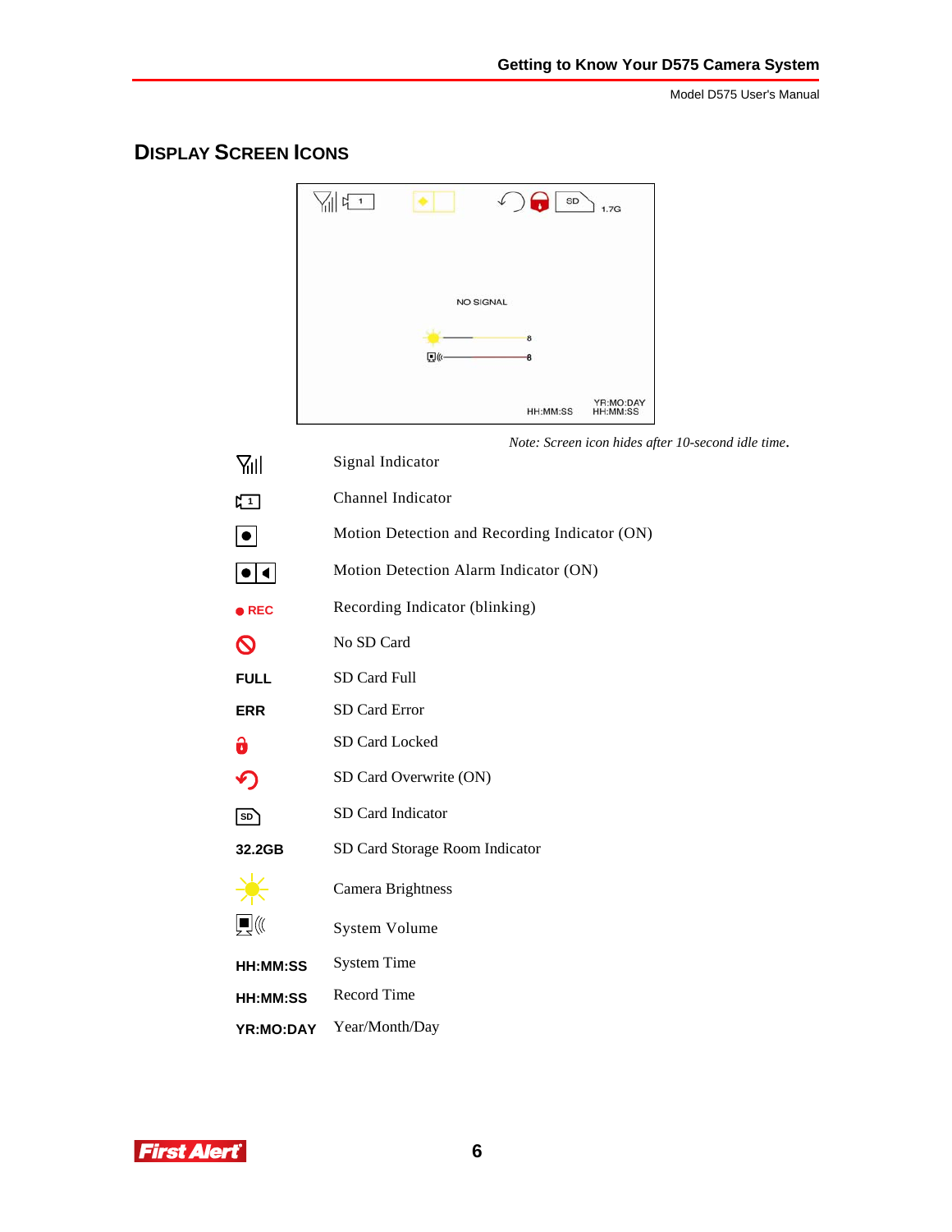## DISPLAY SCREEN ICONS

NO SIGNAL

HH:MM:SS    YR:MO:DAY HH:MM:SS

*Note: Screen icon hides after 10-second idle time.*

| Icon | Description |
|---|---|
| (signal icon) | Signal Indicator |
| (channel icon) 1 | Channel Indicator |
| (record icon) | Motion Detection and Recording Indicator (ON) |
| (alarm icon) | Motion Detection Alarm Indicator (ON) |
| ● REC | Recording Indicator (blinking) |
| (no SD icon) | No SD Card |
| **FULL** | SD Card Full |
| **ERR** | SD Card Error |
| (lock icon) | SD Card Locked |
| (overwrite icon) | SD Card Overwrite (ON) |
| SD | SD Card Indicator |
| **32.2GB** | SD Card Storage Room Indicator |
| (sun icon) | Camera Brightness |
| (volume icon) | System Volume |
| **HH:MM:SS** | System Time |
| **HH:MM:SS** | Record Time |
| **YR:MO:DAY** | Year/Month/Day |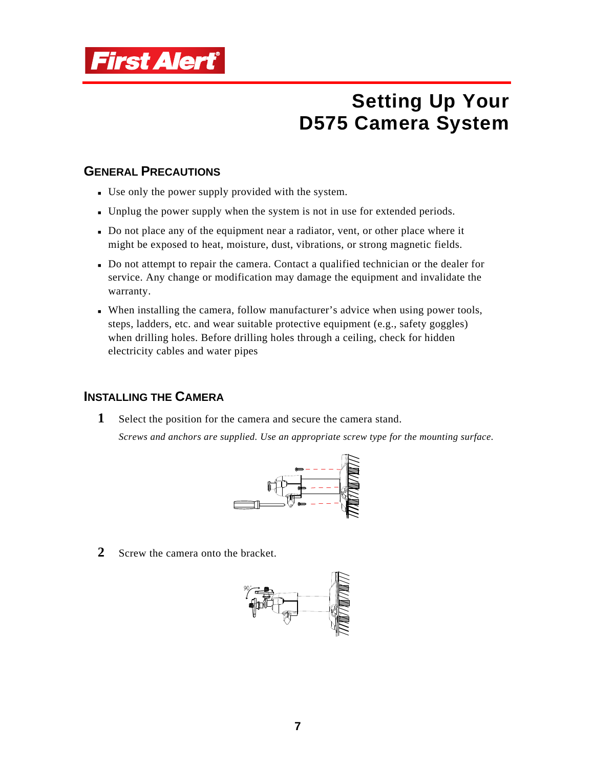# Setting Up Your D575 Camera System

## General Precautions

- Use only the power supply provided with the system.
- Unplug the power supply when the system is not in use for extended periods.
- Do not place any of the equipment near a radiator, vent, or other place where it might be exposed to heat, moisture, dust, vibrations, or strong magnetic fields.
- Do not attempt to repair the camera. Contact a qualified technician or the dealer for service. Any change or modification may damage the equipment and invalidate the warranty.
- When installing the camera, follow manufacturer's advice when using power tools, steps, ladders, etc. and wear suitable protective equipment (e.g., safety goggles) when drilling holes. Before drilling holes through a ceiling, check for hidden electricity cables and water pipes

## Installing the Camera

1. Select the position for the camera and secure the camera stand.

   *Screws and anchors are supplied. Use an appropriate screw type for the mounting surface.*

2. Screw the camera onto the bracket.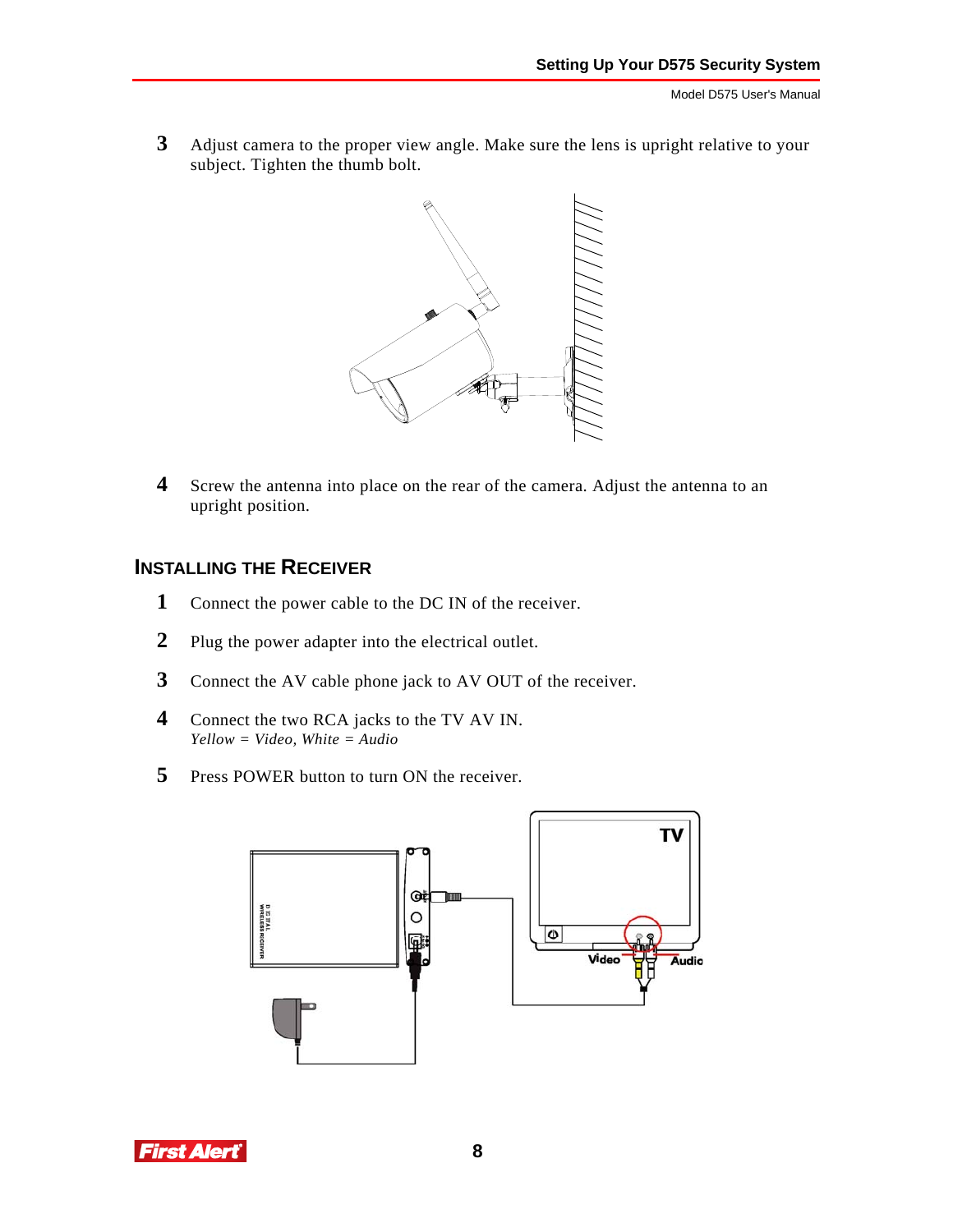3. Adjust camera to the proper view angle. Make sure the lens is upright relative to your subject. Tighten the thumb bolt.

4. Screw the antenna into place on the rear of the camera. Adjust the antenna to an upright position.

## Installing the Receiver

1. Connect the power cable to the DC IN of the receiver.
2. Plug the power adapter into the electrical outlet.
3. Connect the AV cable phone jack to AV OUT of the receiver.
4. Connect the two RCA jacks to the TV AV IN.
   *Yellow = Video, White = Audio*
5. Press POWER button to turn ON the receiver.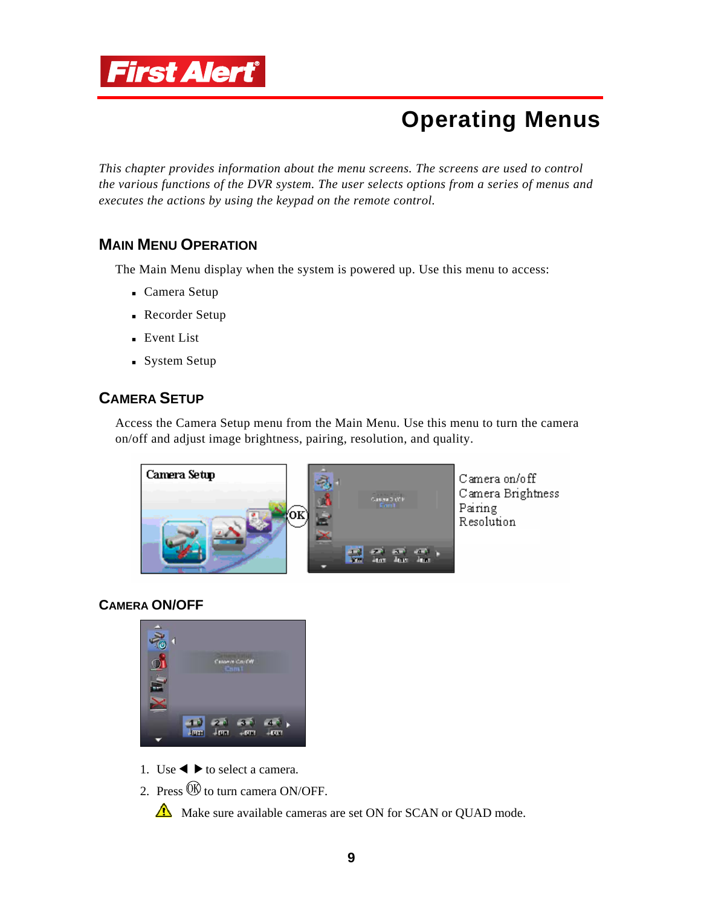# Operating Menus

*This chapter provides information about the menu screens. The screens are used to control the various functions of the DVR system. The user selects options from a series of menus and executes the actions by using the keypad on the remote control.*

## Main Menu Operation

The Main Menu display when the system is powered up. Use this menu to access:

- Camera Setup
- Recorder Setup
- Event List
- System Setup

## Camera Setup

Access the Camera Setup menu from the Main Menu. Use this menu to turn the camera on/off and adjust image brightness, pairing, resolution, and quality.

Camera on/off
Camera Brightness
Pairing
Resolution

## Camera On/Off

1. Use ◀ ▶ to select a camera.
2. Press OK to turn camera ON/OFF.

⚠ Make sure available cameras are set ON for SCAN or QUAD mode.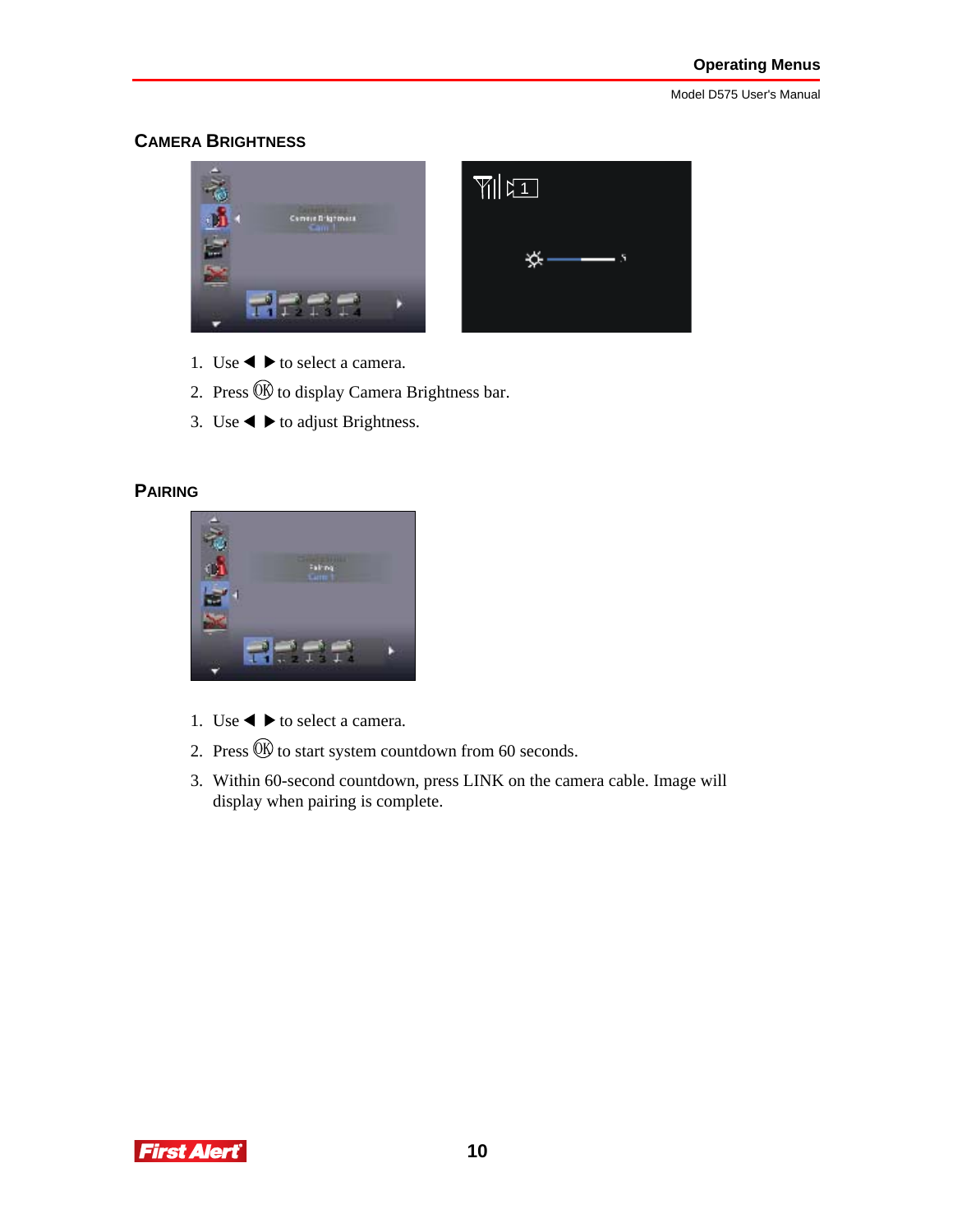## Camera Brightness

1. Use ◀ ▶ to select a camera.
2. Press OK to display Camera Brightness bar.
3. Use ◀ ▶ to adjust Brightness.

## Pairing

1. Use ◀ ▶ to select a camera.
2. Press OK to start system countdown from 60 seconds.
3. Within 60-second countdown, press LINK on the camera cable. Image will display when pairing is complete.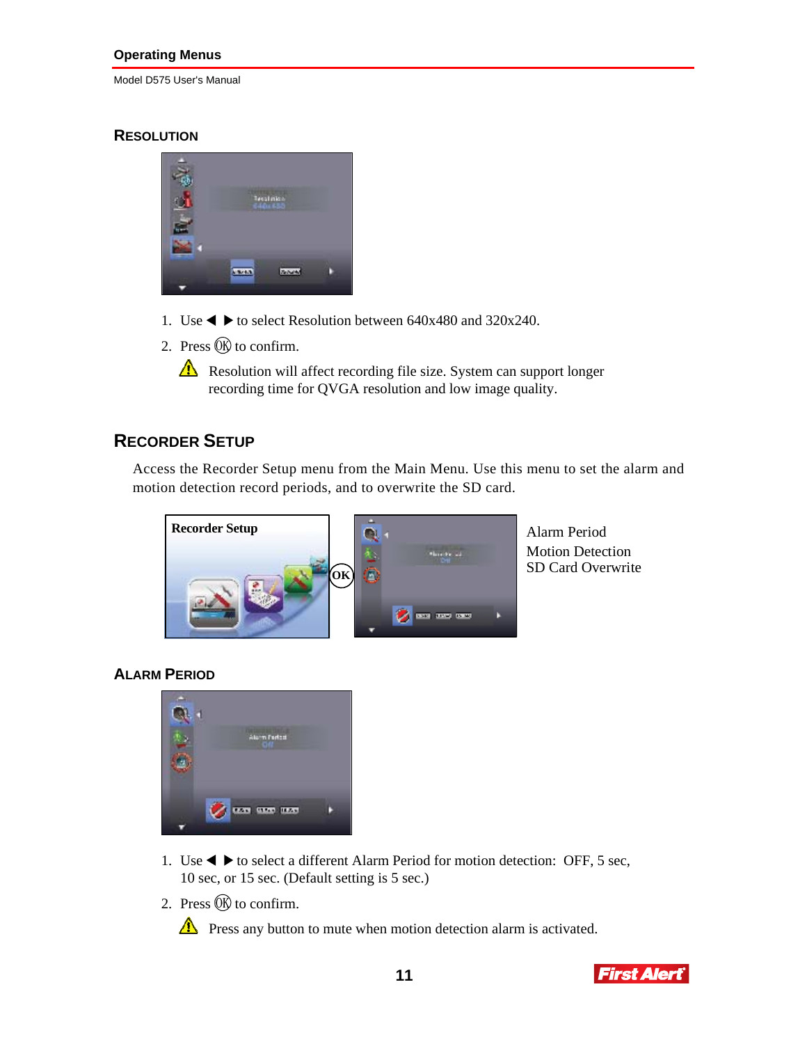## Resolution

1. Use ◀ ▶ to select Resolution between 640x480 and 320x240.
2. Press Ⓞⓚ to confirm.

⚠ Resolution will affect recording file size. System can support longer recording time for QVGA resolution and low image quality.

## Recorder Setup

Access the Recorder Setup menu from the Main Menu. Use this menu to set the alarm and motion detection record periods, and to overwrite the SD card.

Recorder Setup

OK

Alarm Period
Motion Detection
SD Card Overwrite

## Alarm Period

1. Use ◀ ▶ to select a different Alarm Period for motion detection: OFF, 5 sec, 10 sec, or 15 sec. (Default setting is 5 sec.)
2. Press Ⓞⓚ to confirm.

⚠ Press any button to mute when motion detection alarm is activated.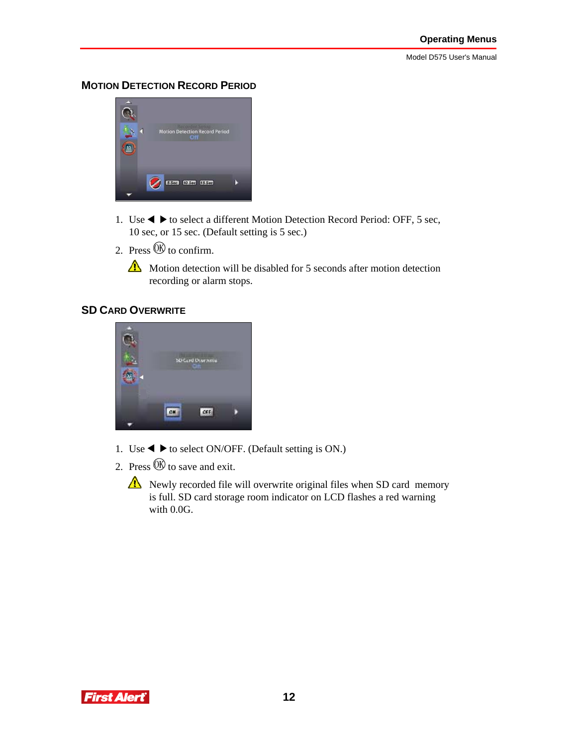## Motion Detection Record Period

1. Use ◀ ▶ to select a different Motion Detection Record Period: OFF, 5 sec, 10 sec, or 15 sec. (Default setting is 5 sec.)
2. Press OK to confirm.

   ⚠ Motion detection will be disabled for 5 seconds after motion detection recording or alarm stops.

## SD Card Overwrite

1. Use ◀ ▶ to select ON/OFF. (Default setting is ON.)
2. Press OK to save and exit.

   ⚠ Newly recorded file will overwrite original files when SD card memory is full. SD card storage room indicator on LCD flashes a red warning with 0.0G.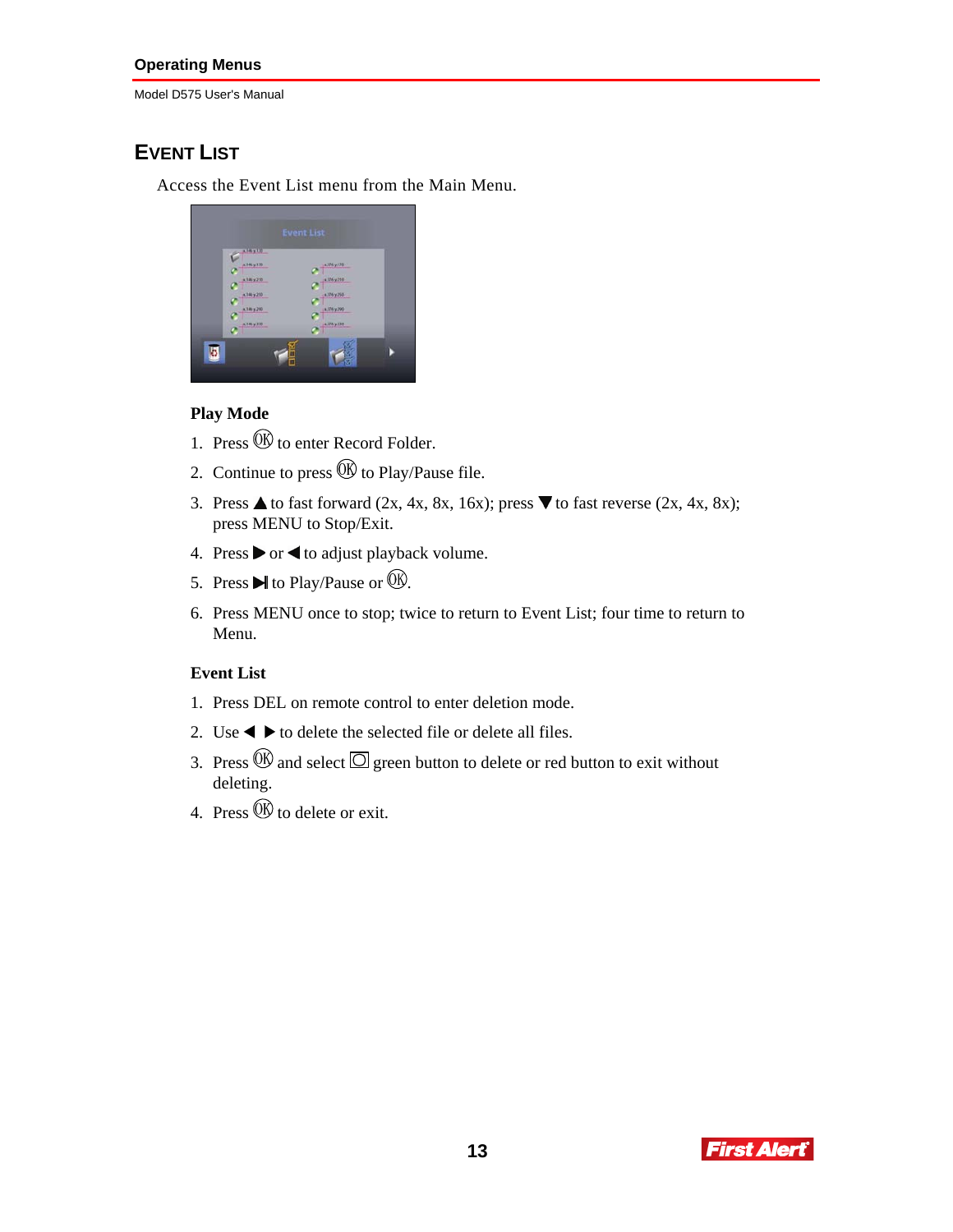## EVENT LIST

Access the Event List menu from the Main Menu.

**Play Mode**

1. Press OK to enter Record Folder.
2. Continue to press OK to Play/Pause file.
3. Press ▲ to fast forward (2x, 4x, 8x, 16x); press ▼ to fast reverse (2x, 4x, 8x); press MENU to Stop/Exit.
4. Press ▶ or ◀ to adjust playback volume.
5. Press ▶| to Play/Pause or OK.
6. Press MENU once to stop; twice to return to Event List; four time to return to Menu.

**Event List**

1. Press DEL on remote control to enter deletion mode.
2. Use ◀ ▶ to delete the selected file or delete all files.
3. Press OK and select ▢ green button to delete or red button to exit without deleting.
4. Press OK to delete or exit.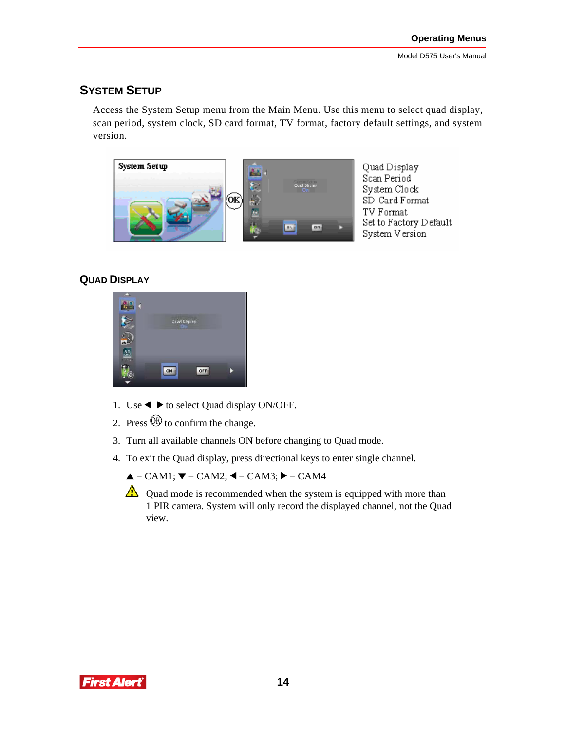## SYSTEM SETUP

Access the System Setup menu from the Main Menu. Use this menu to select quad display, scan period, system clock, SD card format, TV format, factory default settings, and system version.

Quad Display
Scan Period
System Clock
SD Card Format
TV Format
Set to Factory Default
System Version

### QUAD DISPLAY

1. Use ◀ ▶ to select Quad display ON/OFF.
2. Press OK to confirm the change.
3. Turn all available channels ON before changing to Quad mode.
4. To exit the Quad display, press directional keys to enter single channel.

   ▲ = CAM1; ▼ = CAM2; ◀ = CAM3; ▶ = CAM4

   ⚠ Quad mode is recommended when the system is equipped with more than 1 PIR camera. System will only record the displayed channel, not the Quad view.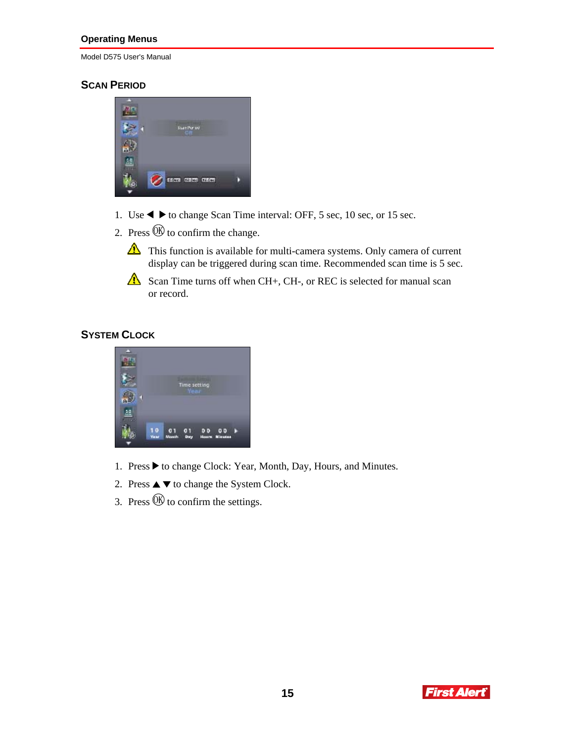## SCAN PERIOD

1. Use ◀ ▶ to change Scan Time interval: OFF, 5 sec, 10 sec, or 15 sec.
2. Press OK to confirm the change.

   ⚠ This function is available for multi-camera systems. Only camera of current display can be triggered during scan time. Recommended scan time is 5 sec.

   ⚠ Scan Time turns off when CH+, CH-, or REC is selected for manual scan or record.

## SYSTEM CLOCK

1. Press ▶ to change Clock: Year, Month, Day, Hours, and Minutes.
2. Press ▲ ▼ to change the System Clock.
3. Press OK to confirm the settings.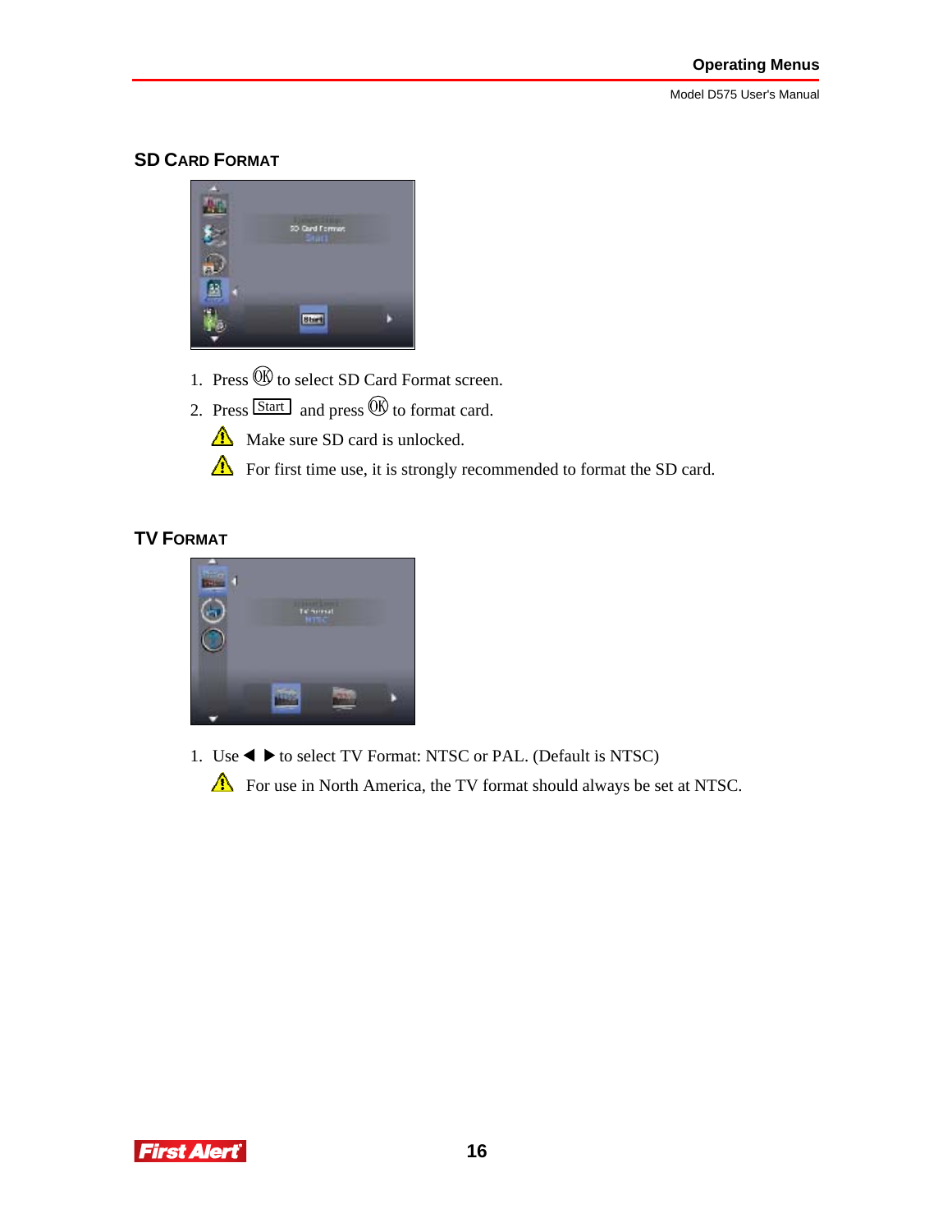## SD Card Format

1. Press OK to select SD Card Format screen.
2. Press Start and press OK to format card.

   ⚠ Make sure SD card is unlocked.

   ⚠ For first time use, it is strongly recommended to format the SD card.

## TV Format

1. Use ◀ ▶ to select TV Format: NTSC or PAL. (Default is NTSC)

   ⚠ For use in North America, the TV format should always be set at NTSC.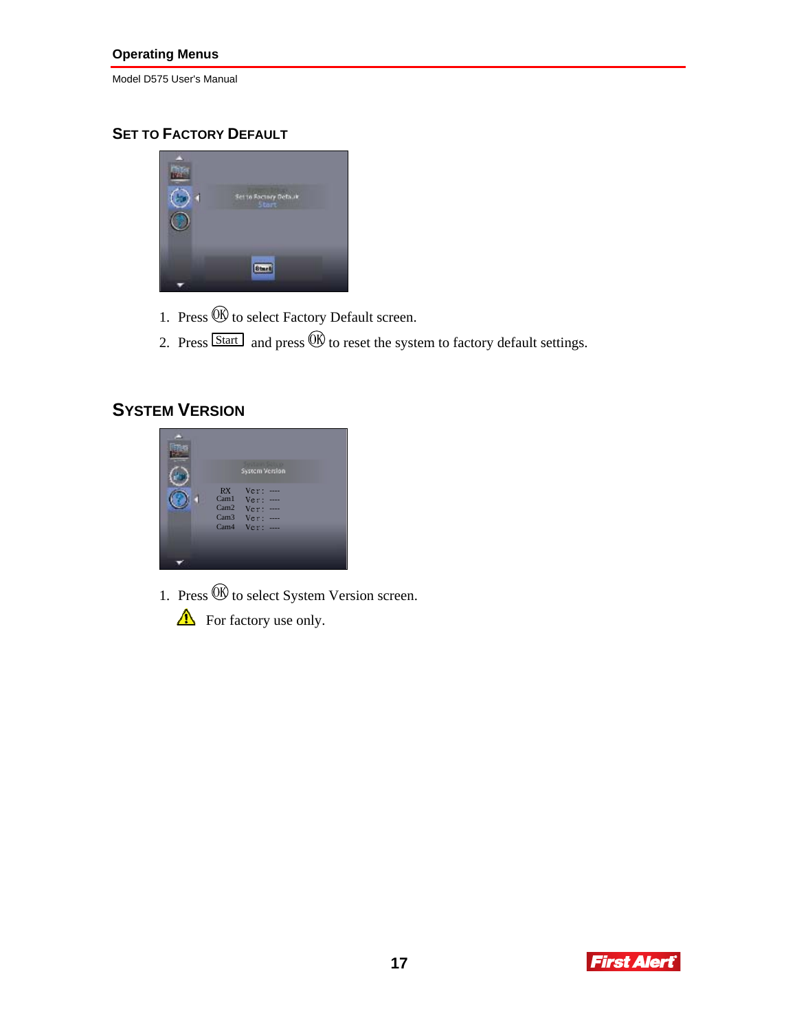## SET TO FACTORY DEFAULT

1. Press OK to select Factory Default screen.
2. Press Start and press OK to reset the system to factory default settings.

## SYSTEM VERSION

1. Press OK to select System Version screen.

⚠ For factory use only.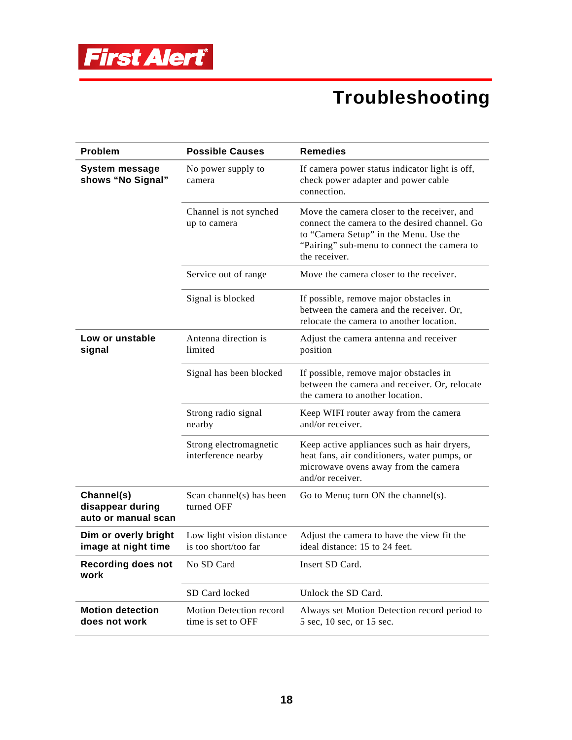# Troubleshooting

| Problem | Possible Causes | Remedies |
|---|---|---|
| **System message shows "No Signal"** | No power supply to camera | If camera power status indicator light is off, check power adapter and power cable connection. |
| | Channel is not synched up to camera | Move the camera closer to the receiver, and connect the camera to the desired channel. Go to "Camera Setup" in the Menu. Use the "Pairing" sub-menu to connect the camera to the receiver. |
| | Service out of range | Move the camera closer to the receiver. |
| | Signal is blocked | If possible, remove major obstacles in between the camera and the receiver. Or, relocate the camera to another location. |
| **Low or unstable signal** | Antenna direction is limited | Adjust the camera antenna and receiver position |
| | Signal has been blocked | If possible, remove major obstacles in between the camera and receiver. Or, relocate the camera to another location. |
| | Strong radio signal nearby | Keep WIFI router away from the camera and/or receiver. |
| | Strong electromagnetic interference nearby | Keep active appliances such as hair dryers, heat fans, air conditioners, water pumps, or microwave ovens away from the camera and/or receiver. |
| **Channel(s) disappear during auto or manual scan** | Scan channel(s) has been turned OFF | Go to Menu; turn ON the channel(s). |
| **Dim or overly bright image at night time** | Low light vision distance is too short/too far | Adjust the camera to have the view fit the ideal distance: 15 to 24 feet. |
| **Recording does not work** | No SD Card | Insert SD Card. |
| | SD Card locked | Unlock the SD Card. |
| **Motion detection does not work** | Motion Detection record time is set to OFF | Always set Motion Detection record period to 5 sec, 10 sec, or 15 sec. |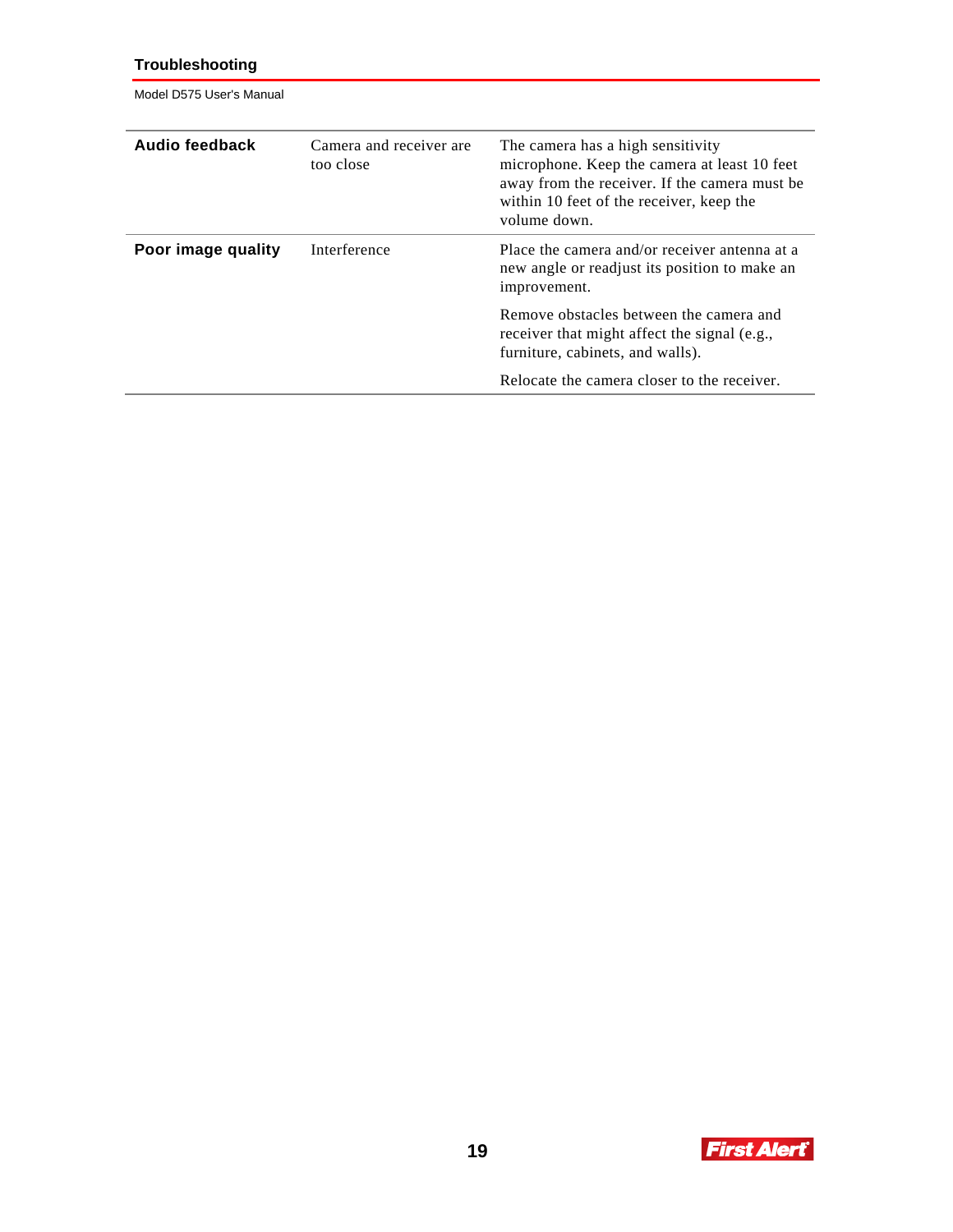| Audio feedback | Camera and receiver are too close | The camera has a high sensitivity microphone. Keep the camera at least 10 feet away from the receiver. If the camera must be within 10 feet of the receiver, keep the volume down. |
|---|---|---|
| **Poor image quality** | Interference | Place the camera and/or receiver antenna at a new angle or readjust its position to make an improvement.<br><br>Remove obstacles between the camera and receiver that might affect the signal (e.g., furniture, cabinets, and walls).<br><br>Relocate the camera closer to the receiver. |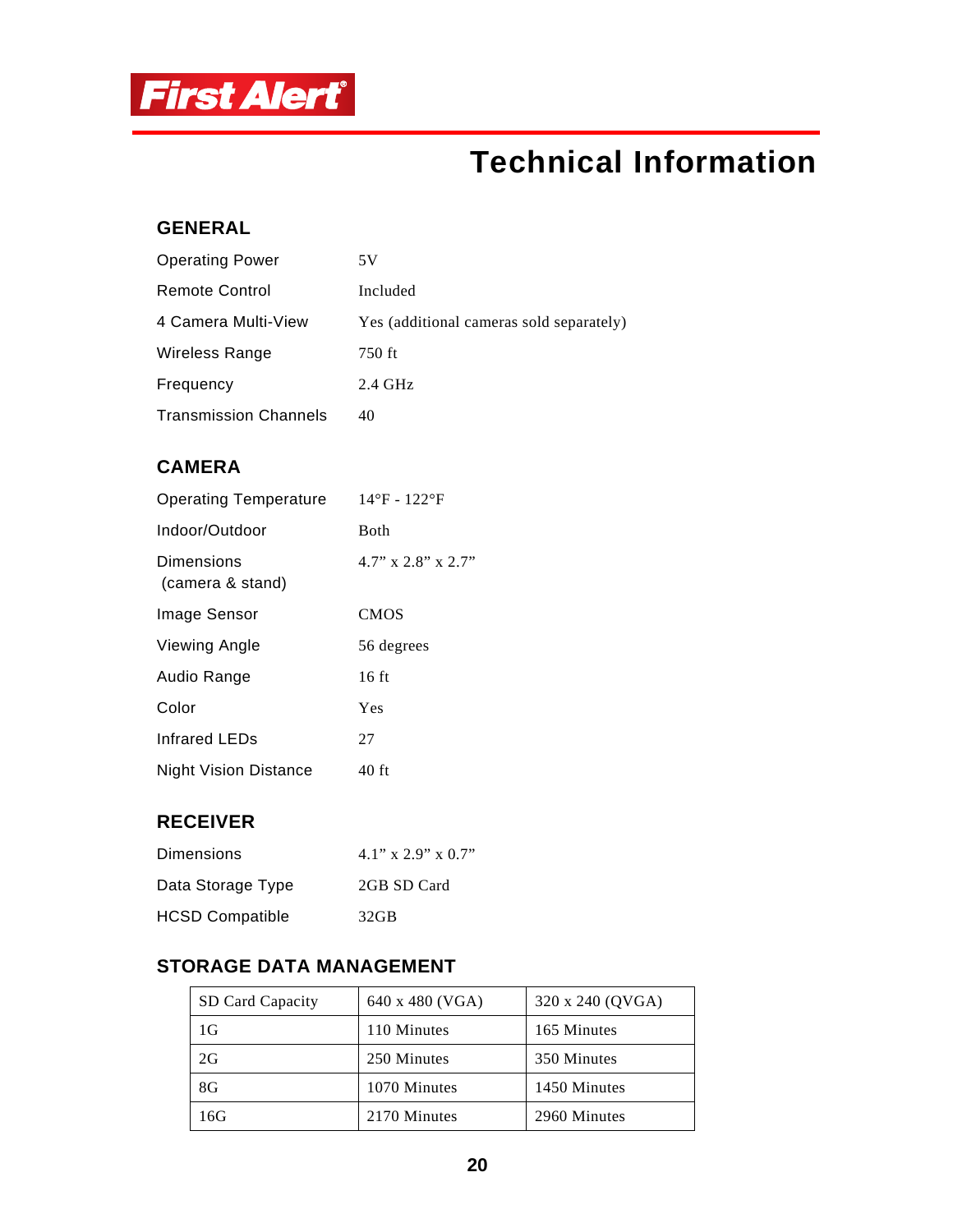First Alert®

# Technical Information

## GENERAL

| | |
|---|---|
| Operating Power | 5V |
| Remote Control | Included |
| 4 Camera Multi-View | Yes (additional cameras sold separately) |
| Wireless Range | 750 ft |
| Frequency | 2.4 GHz |
| Transmission Channels | 40 |

## CAMERA

| | |
|---|---|
| Operating Temperature | 14°F - 122°F |
| Indoor/Outdoor | Both |
| Dimensions (camera & stand) | 4.7" x 2.8" x 2.7" |
| Image Sensor | CMOS |
| Viewing Angle | 56 degrees |
| Audio Range | 16 ft |
| Color | Yes |
| Infrared LEDs | 27 |
| Night Vision Distance | 40 ft |

## RECEIVER

| | |
|---|---|
| Dimensions | 4.1" x 2.9" x 0.7" |
| Data Storage Type | 2GB SD Card |
| HCSD Compatible | 32GB |

## STORAGE DATA MANAGEMENT

| SD Card Capacity | 640 x 480 (VGA) | 320 x 240 (QVGA) |
|---|---|---|
| 1G | 110 Minutes | 165 Minutes |
| 2G | 250 Minutes | 350 Minutes |
| 8G | 1070 Minutes | 1450 Minutes |
| 16G | 2170 Minutes | 2960 Minutes |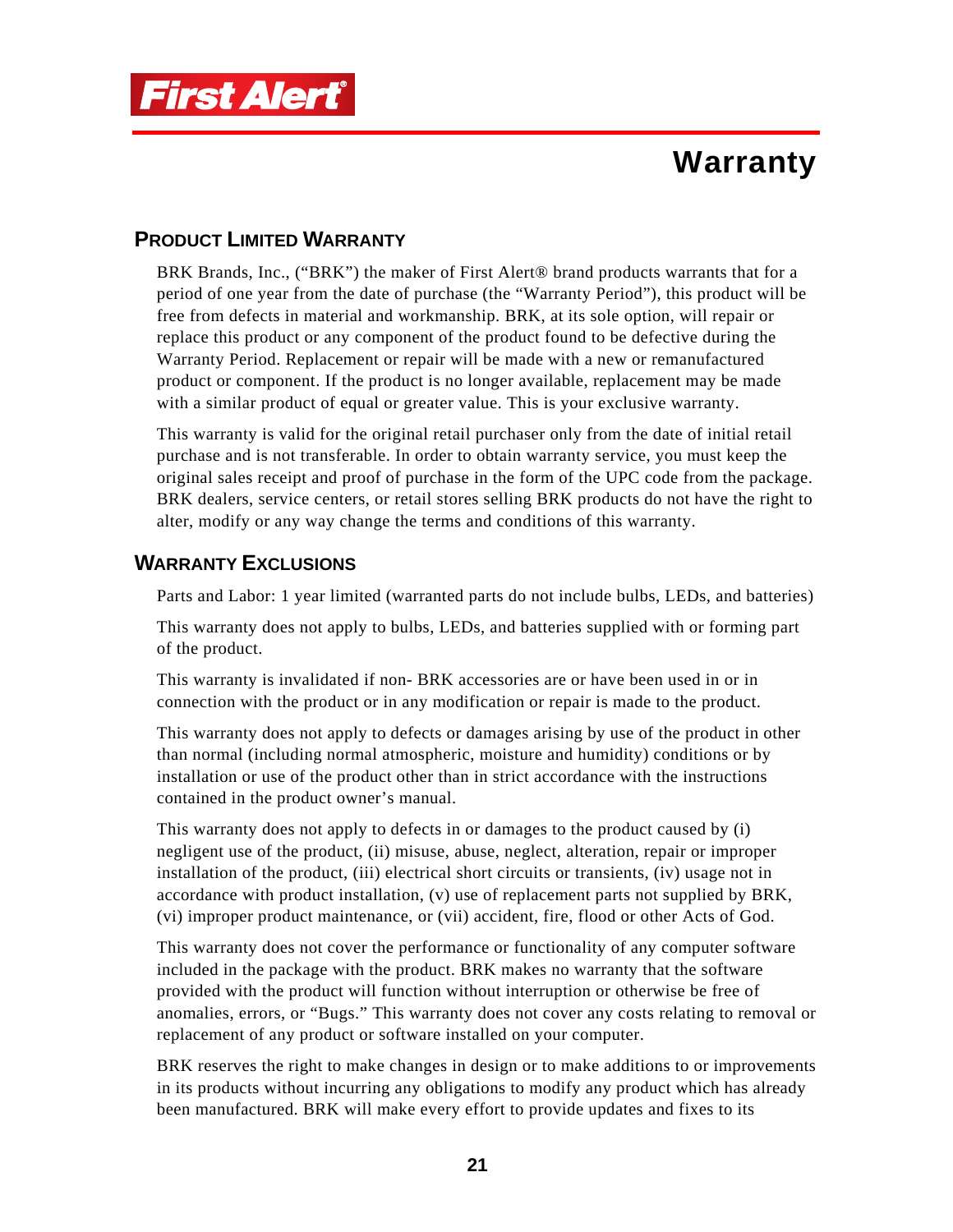# Warranty

## PRODUCT LIMITED WARRANTY

BRK Brands, Inc., ("BRK") the maker of First Alert® brand products warrants that for a period of one year from the date of purchase (the "Warranty Period"), this product will be free from defects in material and workmanship. BRK, at its sole option, will repair or replace this product or any component of the product found to be defective during the Warranty Period. Replacement or repair will be made with a new or remanufactured product or component. If the product is no longer available, replacement may be made with a similar product of equal or greater value. This is your exclusive warranty.

This warranty is valid for the original retail purchaser only from the date of initial retail purchase and is not transferable. In order to obtain warranty service, you must keep the original sales receipt and proof of purchase in the form of the UPC code from the package. BRK dealers, service centers, or retail stores selling BRK products do not have the right to alter, modify or any way change the terms and conditions of this warranty.

## WARRANTY EXCLUSIONS

Parts and Labor: 1 year limited (warranted parts do not include bulbs, LEDs, and batteries)

This warranty does not apply to bulbs, LEDs, and batteries supplied with or forming part of the product.

This warranty is invalidated if non- BRK accessories are or have been used in or in connection with the product or in any modification or repair is made to the product.

This warranty does not apply to defects or damages arising by use of the product in other than normal (including normal atmospheric, moisture and humidity) conditions or by installation or use of the product other than in strict accordance with the instructions contained in the product owner's manual.

This warranty does not apply to defects in or damages to the product caused by (i) negligent use of the product, (ii) misuse, abuse, neglect, alteration, repair or improper installation of the product, (iii) electrical short circuits or transients, (iv) usage not in accordance with product installation, (v) use of replacement parts not supplied by BRK, (vi) improper product maintenance, or (vii) accident, fire, flood or other Acts of God.

This warranty does not cover the performance or functionality of any computer software included in the package with the product. BRK makes no warranty that the software provided with the product will function without interruption or otherwise be free of anomalies, errors, or "Bugs." This warranty does not cover any costs relating to removal or replacement of any product or software installed on your computer.

BRK reserves the right to make changes in design or to make additions to or improvements in its products without incurring any obligations to modify any product which has already been manufactured. BRK will make every effort to provide updates and fixes to its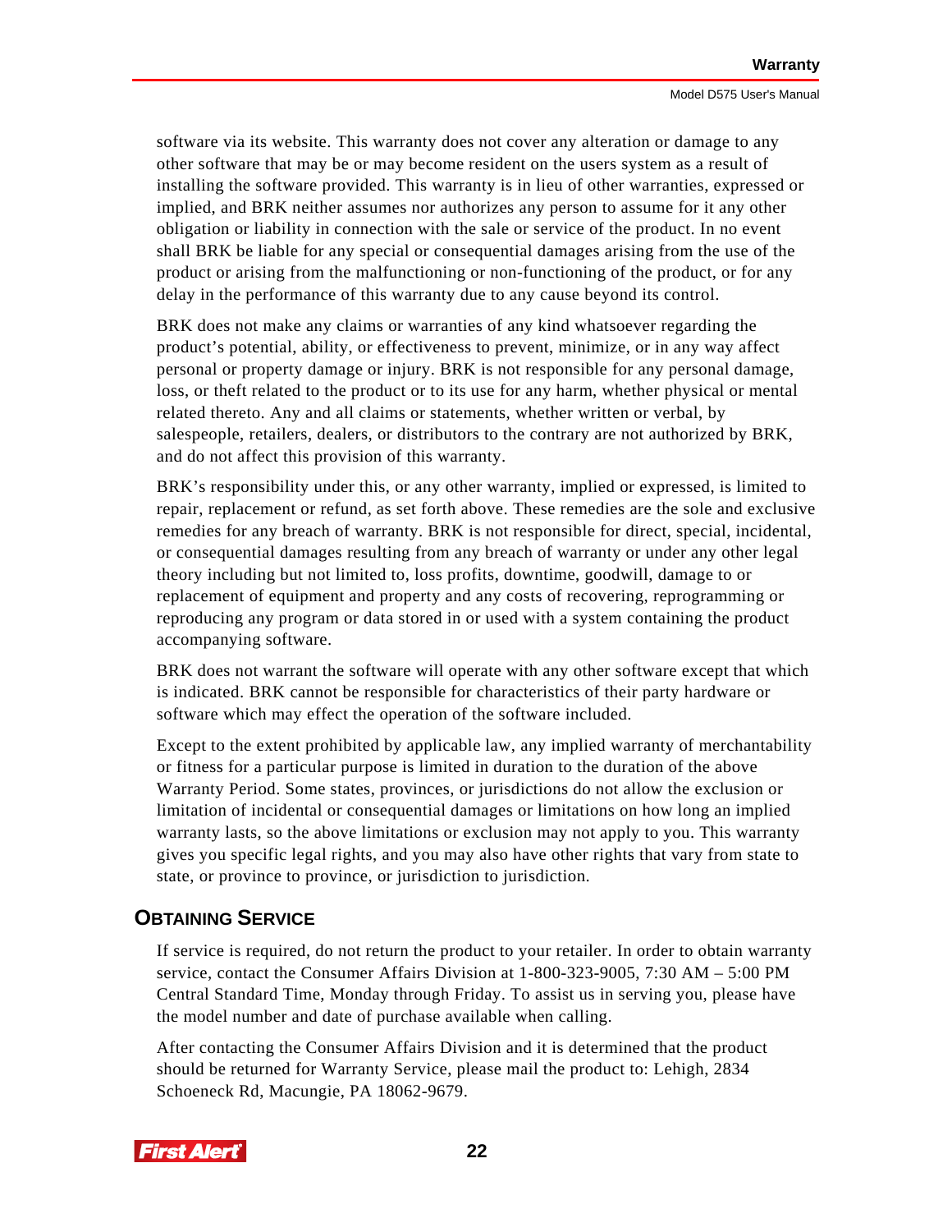software via its website. This warranty does not cover any alteration or damage to any other software that may be or may become resident on the users system as a result of installing the software provided. This warranty is in lieu of other warranties, expressed or implied, and BRK neither assumes nor authorizes any person to assume for it any other obligation or liability in connection with the sale or service of the product. In no event shall BRK be liable for any special or consequential damages arising from the use of the product or arising from the malfunctioning or non-functioning of the product, or for any delay in the performance of this warranty due to any cause beyond its control.

BRK does not make any claims or warranties of any kind whatsoever regarding the product's potential, ability, or effectiveness to prevent, minimize, or in any way affect personal or property damage or injury. BRK is not responsible for any personal damage, loss, or theft related to the product or to its use for any harm, whether physical or mental related thereto. Any and all claims or statements, whether written or verbal, by salespeople, retailers, dealers, or distributors to the contrary are not authorized by BRK, and do not affect this provision of this warranty.

BRK's responsibility under this, or any other warranty, implied or expressed, is limited to repair, replacement or refund, as set forth above. These remedies are the sole and exclusive remedies for any breach of warranty. BRK is not responsible for direct, special, incidental, or consequential damages resulting from any breach of warranty or under any other legal theory including but not limited to, loss profits, downtime, goodwill, damage to or replacement of equipment and property and any costs of recovering, reprogramming or reproducing any program or data stored in or used with a system containing the product accompanying software.

BRK does not warrant the software will operate with any other software except that which is indicated. BRK cannot be responsible for characteristics of their party hardware or software which may effect the operation of the software included.

Except to the extent prohibited by applicable law, any implied warranty of merchantability or fitness for a particular purpose is limited in duration to the duration of the above Warranty Period. Some states, provinces, or jurisdictions do not allow the exclusion or limitation of incidental or consequential damages or limitations on how long an implied warranty lasts, so the above limitations or exclusion may not apply to you. This warranty gives you specific legal rights, and you may also have other rights that vary from state to state, or province to province, or jurisdiction to jurisdiction.

## Obtaining Service

If service is required, do not return the product to your retailer. In order to obtain warranty service, contact the Consumer Affairs Division at 1-800-323-9005, 7:30 AM – 5:00 PM Central Standard Time, Monday through Friday. To assist us in serving you, please have the model number and date of purchase available when calling.

After contacting the Consumer Affairs Division and it is determined that the product should be returned for Warranty Service, please mail the product to: Lehigh, 2834 Schoeneck Rd, Macungie, PA 18062-9679.